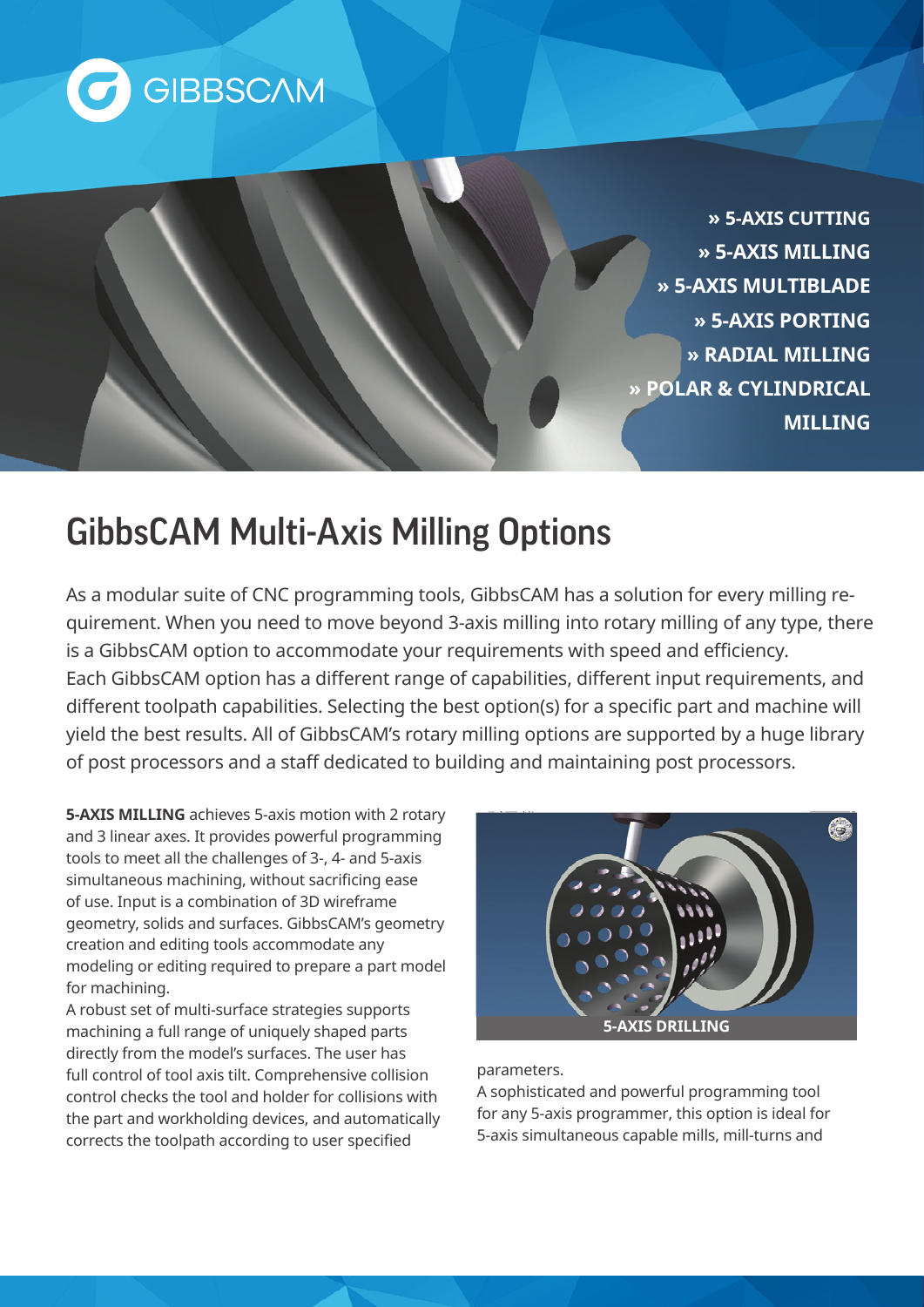GIBBSCAM

» 5-AXIS CUTTING
» 5-AXIS MILLING
» 5-AXIS MULTIBLADE
» 5-AXIS PORTING
» RADIAL MILLING
» POLAR & CYLINDRICAL MILLING

# GibbsCAM Multi-Axis Milling Options

As a modular suite of CNC programming tools, GibbsCAM has a solution for every milling requirement. When you need to move beyond 3-axis milling into rotary milling of any type, there is a GibbsCAM option to accommodate your requirements with speed and efficiency.
Each GibbsCAM option has a different range of capabilities, different input requirements, and different toolpath capabilities. Selecting the best option(s) for a specific part and machine will yield the best results. All of GibbsCAM's rotary milling options are supported by a huge library of post processors and a staff dedicated to building and maintaining post processors.

**5-AXIS MILLING** achieves 5-axis motion with 2 rotary and 3 linear axes. It provides powerful programming tools to meet all the challenges of 3-, 4- and 5-axis simultaneous machining, without sacrificing ease of use. Input is a combination of 3D wireframe geometry, solids and surfaces. GibbsCAM's geometry creation and editing tools accommodate any modeling or editing required to prepare a part model for machining.
A robust set of multi-surface strategies supports machining a full range of uniquely shaped parts directly from the model's surfaces. The user has full control of tool axis tilt. Comprehensive collision control checks the tool and holder for collisions with the part and workholding devices, and automatically corrects the toolpath according to user specified parameters.

5-AXIS DRILLING

A sophisticated and powerful programming tool for any 5-axis programmer, this option is ideal for 5-axis simultaneous capable mills, mill-turns and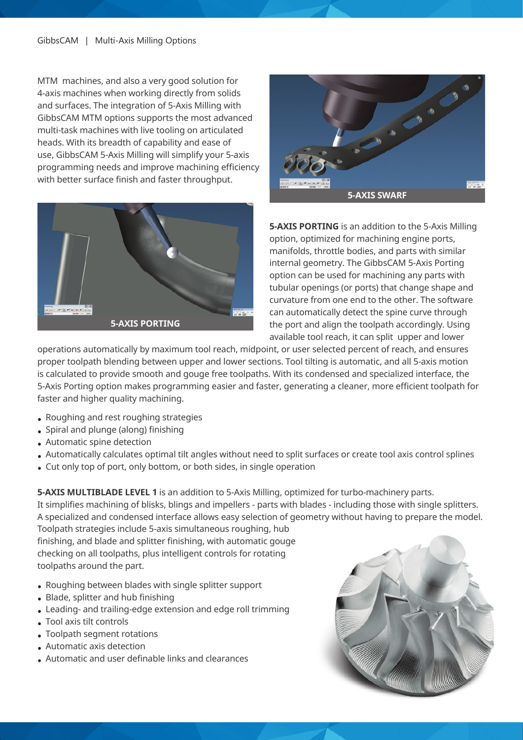MTM machines, and also a very good solution for 4-axis machines when working directly from solids and surfaces. The integration of 5-Axis Milling with GibbsCAM MTM options supports the most advanced multi-task machines with live tooling on articulated heads. With its breadth of capability and ease of use, GibbsCAM 5-Axis Milling will simplify your 5-axis programming needs and improve machining efficiency with better surface finish and faster throughput.

**5-AXIS SWARF**

**5-AXIS PORTING**

**5-AXIS PORTING** is an addition to the 5-Axis Milling option, optimized for machining engine ports, manifolds, throttle bodies, and parts with similar internal geometry. The GibbsCAM 5-Axis Porting option can be used for machining any parts with tubular openings (or ports) that change shape and curvature from one end to the other. The software can automatically detect the spine curve through the port and align the toolpath accordingly. Using available tool reach, it can split upper and lower operations automatically by maximum tool reach, midpoint, or user selected percent of reach, and ensures proper toolpath blending between upper and lower sections. Tool tilting is automatic, and all 5-axis motion is calculated to provide smooth and gouge free toolpaths. With its condensed and specialized interface, the 5-Axis Porting option makes programming easier and faster, generating a cleaner, more efficient toolpath for faster and higher quality machining.

- Roughing and rest roughing strategies
- Spiral and plunge (along) finishing
- Automatic spine detection
- Automatically calculates optimal tilt angles without need to split surfaces or create tool axis control splines
- Cut only top of port, only bottom, or both sides, in single operation

**5-AXIS MULTIBLADE LEVEL 1** is an addition to 5-Axis Milling, optimized for turbo-machinery parts. It simplifies machining of blisks, blings and impellers - parts with blades - including those with single splitters. A specialized and condensed interface allows easy selection of geometry without having to prepare the model. Toolpath strategies include 5-axis simultaneous roughing, hub finishing, and blade and splitter finishing, with automatic gouge checking on all toolpaths, plus intelligent controls for rotating toolpaths around the part.

- Roughing between blades with single splitter support
- Blade, splitter and hub finishing
- Leading- and trailing-edge extension and edge roll trimming
- Tool axis tilt controls
- Toolpath segment rotations
- Automatic axis detection
- Automatic and user definable links and clearances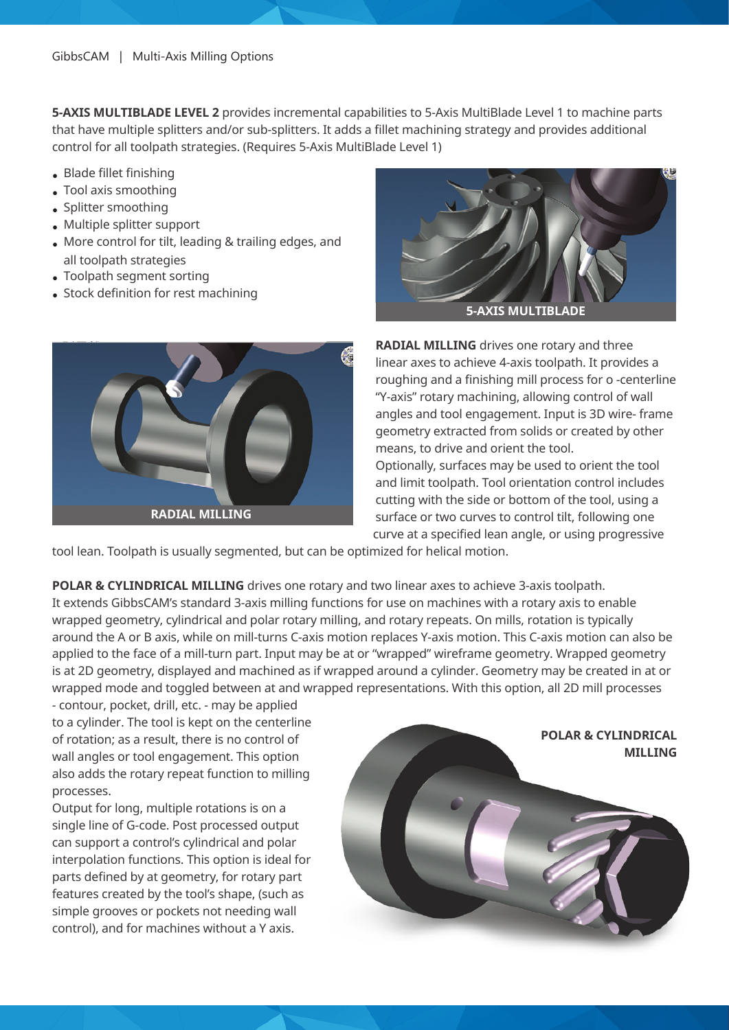**5-AXIS MULTIBLADE LEVEL 2** provides incremental capabilities to 5-Axis MultiBlade Level 1 to machine parts that have multiple splitters and/or sub-splitters. It adds a fillet machining strategy and provides additional control for all toolpath strategies. (Requires 5-Axis MultiBlade Level 1)

- Blade fillet finishing
- Tool axis smoothing
- Splitter smoothing
- Multiple splitter support
- More control for tilt, leading & trailing edges, and all toolpath strategies
- Toolpath segment sorting
- Stock definition for rest machining

5-AXIS MULTIBLADE

**RADIAL MILLING** drives one rotary and three linear axes to achieve 4-axis toolpath. It provides a roughing and a finishing mill process for o -centerline "Y-axis" rotary machining, allowing control of wall angles and tool engagement. Input is 3D wire- frame geometry extracted from solids or created by other means, to drive and orient the tool. Optionally, surfaces may be used to orient the tool and limit toolpath. Tool orientation control includes cutting with the side or bottom of the tool, using a surface or two curves to control tilt, following one curve at a specified lean angle, or using progressive tool lean. Toolpath is usually segmented, but can be optimized for helical motion.

RADIAL MILLING

**POLAR & CYLINDRICAL MILLING** drives one rotary and two linear axes to achieve 3-axis toolpath. It extends GibbsCAM's standard 3-axis milling functions for use on machines with a rotary axis to enable wrapped geometry, cylindrical and polar rotary milling, and rotary repeats. On mills, rotation is typically around the A or B axis, while on mill-turns C-axis motion replaces Y-axis motion. This C-axis motion can also be applied to the face of a mill-turn part. Input may be at or "wrapped" wireframe geometry. Wrapped geometry is at 2D geometry, displayed and machined as if wrapped around a cylinder. Geometry may be created in at or wrapped mode and toggled between at and wrapped representations. With this option, all 2D mill processes - contour, pocket, drill, etc. - may be applied to a cylinder. The tool is kept on the centerline of rotation; as a result, there is no control of wall angles or tool engagement. This option also adds the rotary repeat function to milling processes.

Output for long, multiple rotations is on a single line of G-code. Post processed output can support a control's cylindrical and polar interpolation functions. This option is ideal for parts defined by at geometry, for rotary part features created by the tool's shape, (such as simple grooves or pockets not needing wall control), and for machines without a Y axis.

POLAR & CYLINDRICAL MILLING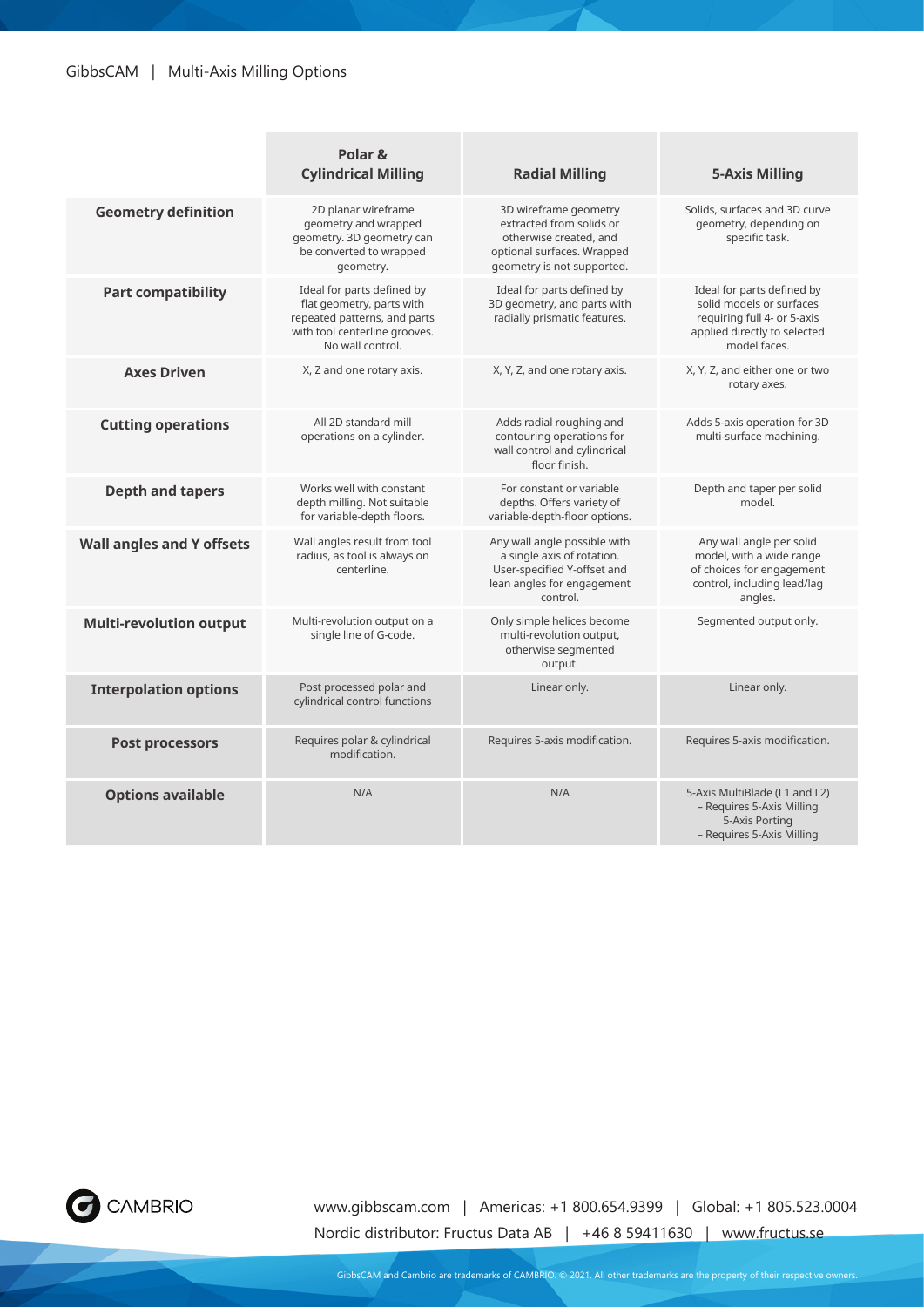| | Polar & Cylindrical Milling | Radial Milling | 5-Axis Milling |
|---|---|---|---|
| **Geometry definition** | 2D planar wireframe geometry and wrapped geometry. 3D geometry can be converted to wrapped geometry. | 3D wireframe geometry extracted from solids or otherwise created, and optional surfaces. Wrapped geometry is not supported. | Solids, surfaces and 3D curve geometry, depending on specific task. |
| **Part compatibility** | Ideal for parts defined by flat geometry, parts with repeated patterns, and parts with tool centerline grooves. No wall control. | Ideal for parts defined by 3D geometry, and parts with radially prismatic features. | Ideal for parts defined by solid models or surfaces requiring full 4- or 5-axis applied directly to selected model faces. |
| **Axes Driven** | X, Z and one rotary axis. | X, Y, Z, and one rotary axis. | X, Y, Z, and either one or two rotary axes. |
| **Cutting operations** | All 2D standard mill operations on a cylinder. | Adds radial roughing and contouring operations for wall control and cylindrical floor finish. | Adds 5-axis operation for 3D multi-surface machining. |
| **Depth and tapers** | Works well with constant depth milling. Not suitable for variable-depth floors. | For constant or variable depths. Offers variety of variable-depth-floor options. | Depth and taper per solid model. |
| **Wall angles and Y offsets** | Wall angles result from tool radius, as tool is always on centerline. | Any wall angle possible with a single axis of rotation. User-specified Y-offset and lean angles for engagement control. | Any wall angle per solid model, with a wide range of choices for engagement control, including lead/lag angles. |
| **Multi-revolution output** | Multi-revolution output on a single line of G-code. | Only simple helices become multi-revolution output, otherwise segmented output. | Segmented output only. |
| **Interpolation options** | Post processed polar and cylindrical control functions | Linear only. | Linear only. |
| **Post processors** | Requires polar & cylindrical modification. | Requires 5-axis modification. | Requires 5-axis modification. |
| **Options available** | N/A | N/A | 5-Axis MultiBlade (L1 and L2) – Requires 5-Axis Milling<br>5-Axis Porting – Requires 5-Axis Milling |

CAMBRIO

www.gibbscam.com | Americas: +1 800.654.9399 | Global: +1 805.523.0004
Nordic distributor: Fructus Data AB | +46 8 59411630 | www.fructus.se

GibbsCAM and Cambrio are trademarks of CAMBRIO. © 2021. All other trademarks are the property of their respective owners.